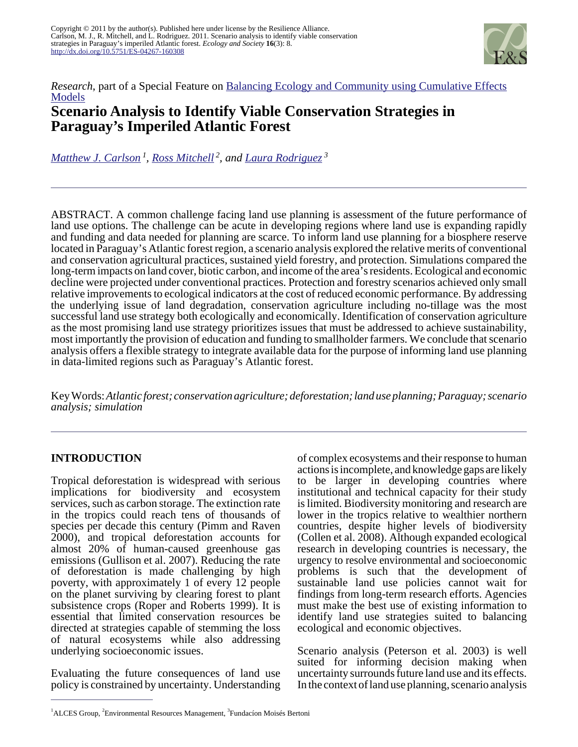Copyright © 2011 by the author(s). Published here under license by the Resilience Alliance.
Carlson, M. J., R. Mitchell, and L. Rodriguez. 2011. Scenario analysis to identify viable conservation strategies in Paraguay's imperiled Atlantic forest. *Ecology and Society* **16**(3): 8.
http://dx.doi.org/10.5751/ES-04267-160308

*Research*, part of a Special Feature on Balancing Ecology and Community using Cumulative Effects Models

# Scenario Analysis to Identify Viable Conservation Strategies in Paraguay's Imperiled Atlantic Forest

*Matthew J. Carlson* [1], *Ross Mitchell* [2], *and Laura Rodriguez* [3]

ABSTRACT. A common challenge facing land use planning is assessment of the future performance of land use options. The challenge can be acute in developing regions where land use is expanding rapidly and funding and data needed for planning are scarce. To inform land use planning for a biosphere reserve located in Paraguay's Atlantic forest region, a scenario analysis explored the relative merits of conventional and conservation agricultural practices, sustained yield forestry, and protection. Simulations compared the long-term impacts on land cover, biotic carbon, and income of the area's residents. Ecological and economic decline were projected under conventional practices. Protection and forestry scenarios achieved only small relative improvements to ecological indicators at the cost of reduced economic performance. By addressing the underlying issue of land degradation, conservation agriculture including no-tillage was the most successful land use strategy both ecologically and economically. Identification of conservation agriculture as the most promising land use strategy prioritizes issues that must be addressed to achieve sustainability, most importantly the provision of education and funding to smallholder farmers. We conclude that scenario analysis offers a flexible strategy to integrate available data for the purpose of informing land use planning in data-limited regions such as Paraguay's Atlantic forest.

Key Words: *Atlantic forest; conservation agriculture; deforestation; land use planning; Paraguay; scenario analysis; simulation*

## INTRODUCTION

Tropical deforestation is widespread with serious implications for biodiversity and ecosystem services, such as carbon storage. The extinction rate in the tropics could reach tens of thousands of species per decade this century (Pimm and Raven 2000), and tropical deforestation accounts for almost 20% of human-caused greenhouse gas emissions (Gullison et al. 2007). Reducing the rate of deforestation is made challenging by high poverty, with approximately 1 of every 12 people on the planet surviving by clearing forest to plant subsistence crops (Roper and Roberts 1999). It is essential that limited conservation resources be directed at strategies capable of stemming the loss of natural ecosystems while also addressing underlying socioeconomic issues.

Evaluating the future consequences of land use policy is constrained by uncertainty. Understanding of complex ecosystems and their response to human actions is incomplete, and knowledge gaps are likely to be larger in developing countries where institutional and technical capacity for their study is limited. Biodiversity monitoring and research are lower in the tropics relative to wealthier northern countries, despite higher levels of biodiversity (Collen et al. 2008). Although expanded ecological research in developing countries is necessary, the urgency to resolve environmental and socioeconomic problems is such that the development of sustainable land use policies cannot wait for findings from long-term research efforts. Agencies must make the best use of existing information to identify land use strategies suited to balancing ecological and economic objectives.

Scenario analysis (Peterson et al. 2003) is well suited for informing decision making when uncertainty surrounds future land use and its effects. In the context of land use planning, scenario analysis

[1] ALCES Group, [2] Environmental Resources Management, [3] Fundacíon Moisés Bertoni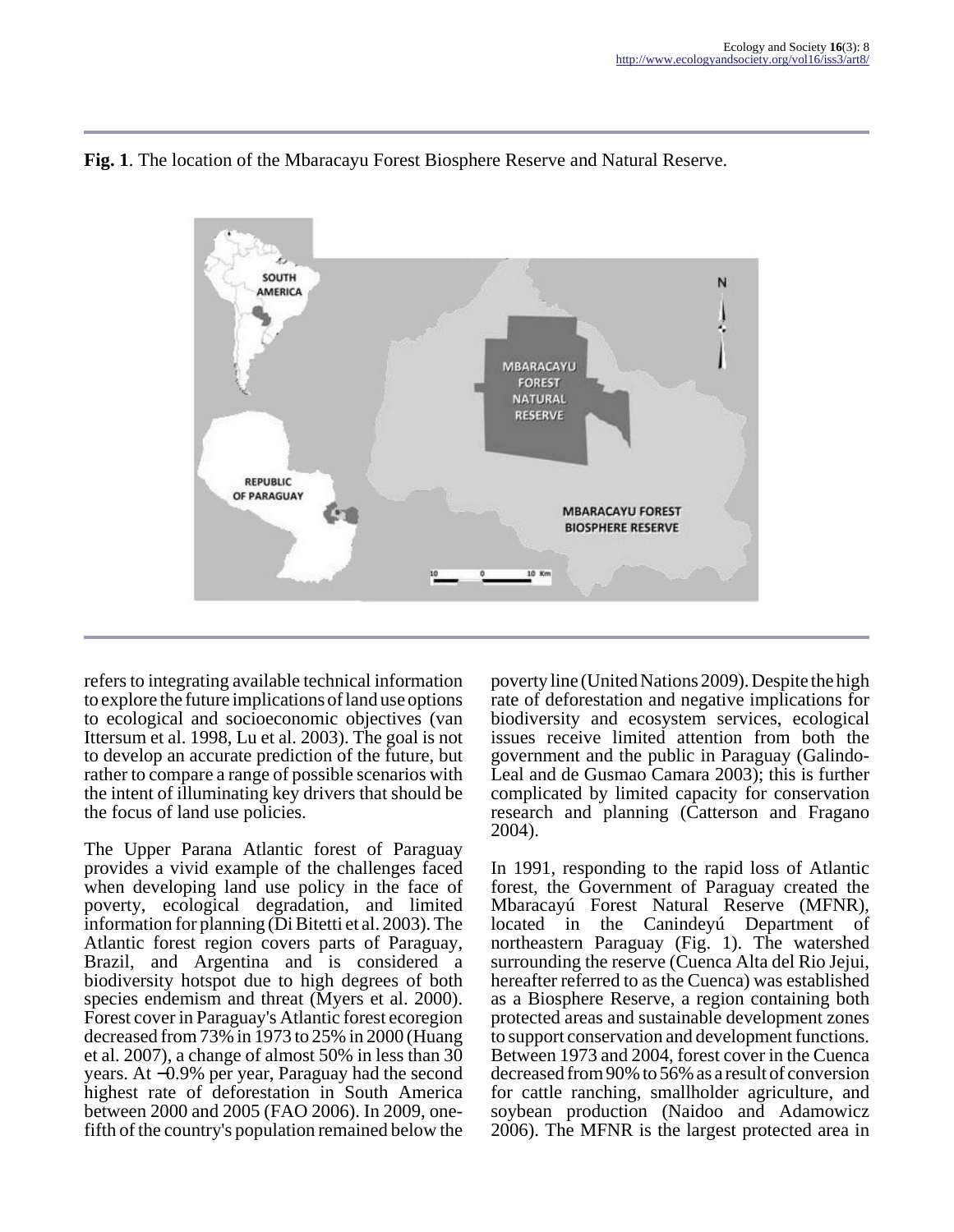**Fig. 1**. The location of the Mbaracayu Forest Biosphere Reserve and Natural Reserve.

refers to integrating available technical information to explore the future implications of land use options to ecological and socioeconomic objectives (van Ittersum et al. 1998, Lu et al. 2003). The goal is not to develop an accurate prediction of the future, but rather to compare a range of possible scenarios with the intent of illuminating key drivers that should be the focus of land use policies.

The Upper Parana Atlantic forest of Paraguay provides a vivid example of the challenges faced when developing land use policy in the face of poverty, ecological degradation, and limited information for planning (Di Bitetti et al. 2003). The Atlantic forest region covers parts of Paraguay, Brazil, and Argentina and is considered a biodiversity hotspot due to high degrees of both species endemism and threat (Myers et al. 2000). Forest cover in Paraguay's Atlantic forest ecoregion decreased from 73% in 1973 to 25% in 2000 (Huang et al. 2007), a change of almost 50% in less than 30 years. At −0.9% per year, Paraguay had the second highest rate of deforestation in South America between 2000 and 2005 (FAO 2006). In 2009, one-fifth of the country's population remained below the poverty line (United Nations 2009). Despite the high rate of deforestation and negative implications for biodiversity and ecosystem services, ecological issues receive limited attention from both the government and the public in Paraguay (Galindo-Leal and de Gusmao Camara 2003); this is further complicated by limited capacity for conservation research and planning (Catterson and Fragano 2004).

In 1991, responding to the rapid loss of Atlantic forest, the Government of Paraguay created the Mbaracayú Forest Natural Reserve (MFNR), located in the Canindeyú Department of northeastern Paraguay (Fig. 1). The watershed surrounding the reserve (Cuenca Alta del Rio Jejui, hereafter referred to as the Cuenca) was established as a Biosphere Reserve, a region containing both protected areas and sustainable development zones to support conservation and development functions. Between 1973 and 2004, forest cover in the Cuenca decreased from 90% to 56% as a result of conversion for cattle ranching, smallholder agriculture, and soybean production (Naidoo and Adamowicz 2006). The MFNR is the largest protected area in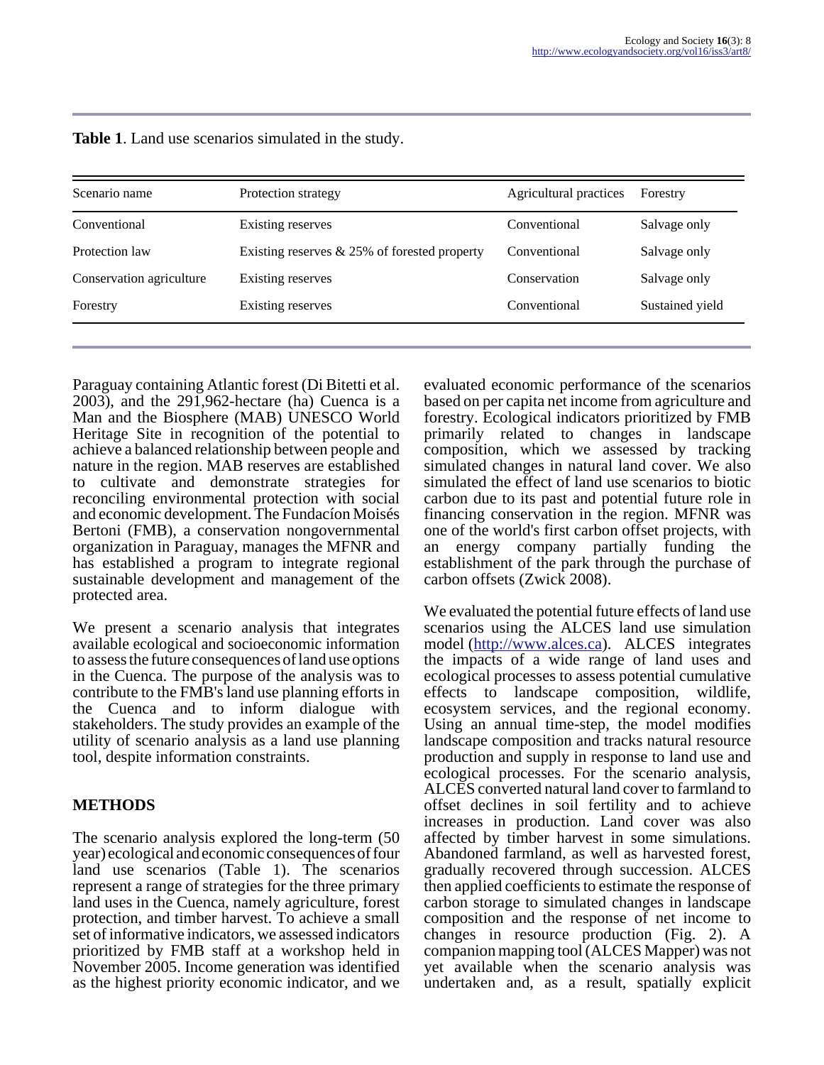**Table 1**. Land use scenarios simulated in the study.

| Scenario name | Protection strategy | Agricultural practices | Forestry |
|---|---|---|---|
| Conventional | Existing reserves | Conventional | Salvage only |
| Protection law | Existing reserves & 25% of forested property | Conventional | Salvage only |
| Conservation agriculture | Existing reserves | Conservation | Salvage only |
| Forestry | Existing reserves | Conventional | Sustained yield |

Paraguay containing Atlantic forest (Di Bitetti et al. 2003), and the 291,962-hectare (ha) Cuenca is a Man and the Biosphere (MAB) UNESCO World Heritage Site in recognition of the potential to achieve a balanced relationship between people and nature in the region. MAB reserves are established to cultivate and demonstrate strategies for reconciling environmental protection with social and economic development. The Fundacíon Moisés Bertoni (FMB), a conservation nongovernmental organization in Paraguay, manages the MFNR and has established a program to integrate regional sustainable development and management of the protected area.

We present a scenario analysis that integrates available ecological and socioeconomic information to assess the future consequences of land use options in the Cuenca. The purpose of the analysis was to contribute to the FMB's land use planning efforts in the Cuenca and to inform dialogue with stakeholders. The study provides an example of the utility of scenario analysis as a land use planning tool, despite information constraints.

## METHODS

The scenario analysis explored the long-term (50 year) ecological and economic consequences of four land use scenarios (Table 1). The scenarios represent a range of strategies for the three primary land uses in the Cuenca, namely agriculture, forest protection, and timber harvest. To achieve a small set of informative indicators, we assessed indicators prioritized by FMB staff at a workshop held in November 2005. Income generation was identified as the highest priority economic indicator, and we evaluated economic performance of the scenarios based on per capita net income from agriculture and forestry. Ecological indicators prioritized by FMB primarily related to changes in landscape composition, which we assessed by tracking simulated changes in natural land cover. We also simulated the effect of land use scenarios to biotic carbon due to its past and potential future role in financing conservation in the region. MFNR was one of the world's first carbon offset projects, with an energy company partially funding the establishment of the park through the purchase of carbon offsets (Zwick 2008).

We evaluated the potential future effects of land use scenarios using the ALCES land use simulation model (http://www.alces.ca). ALCES integrates the impacts of a wide range of land uses and ecological processes to assess potential cumulative effects to landscape composition, wildlife, ecosystem services, and the regional economy. Using an annual time-step, the model modifies landscape composition and tracks natural resource production and supply in response to land use and ecological processes. For the scenario analysis, ALCES converted natural land cover to farmland to offset declines in soil fertility and to achieve increases in production. Land cover was also affected by timber harvest in some simulations. Abandoned farmland, as well as harvested forest, gradually recovered through succession. ALCES then applied coefficients to estimate the response of carbon storage to simulated changes in landscape composition and the response of net income to changes in resource production (Fig. 2). A companion mapping tool (ALCES Mapper) was not yet available when the scenario analysis was undertaken and, as a result, spatially explicit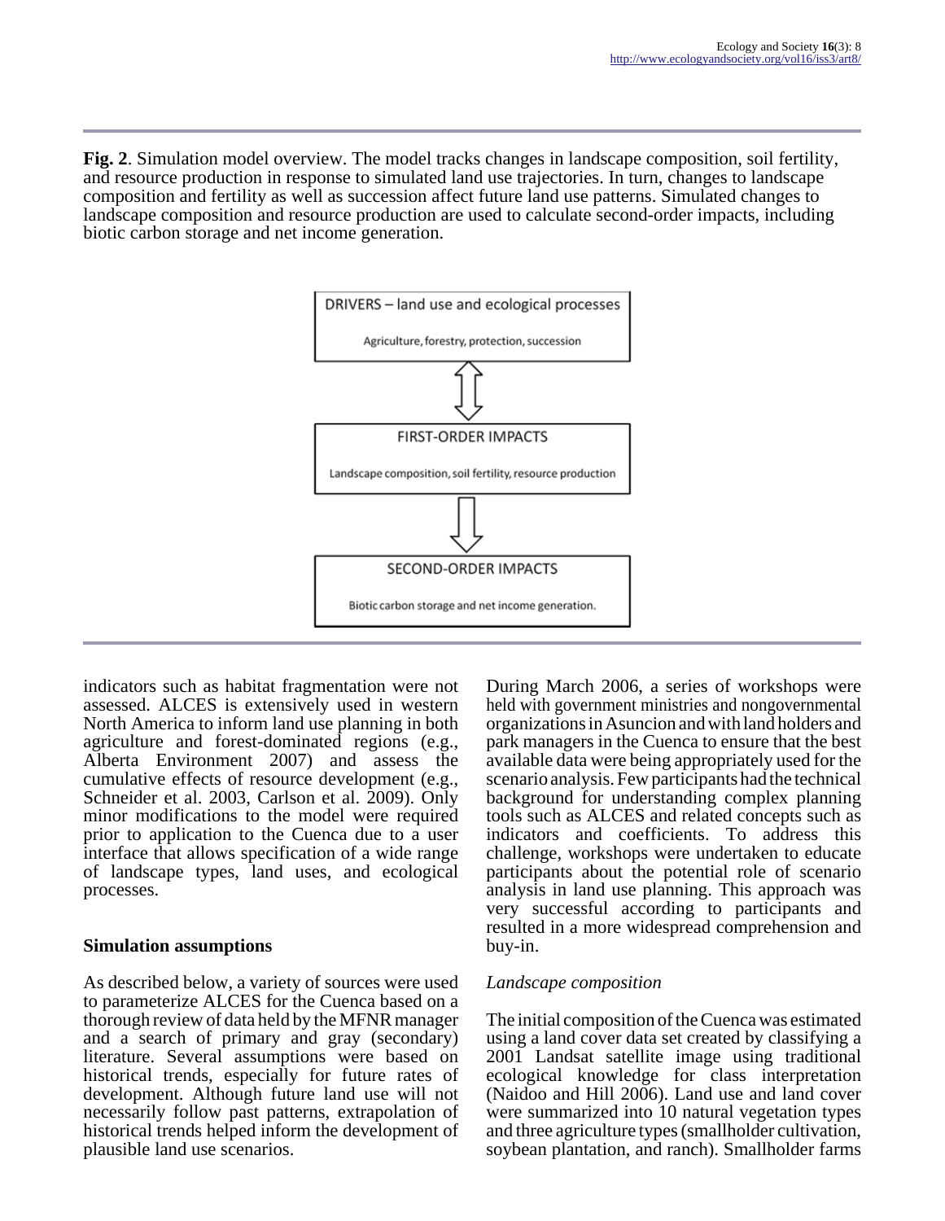**Fig. 2**. Simulation model overview. The model tracks changes in landscape composition, soil fertility, and resource production in response to simulated land use trajectories. In turn, changes to landscape composition and fertility as well as succession affect future land use patterns. Simulated changes to landscape composition and resource production are used to calculate second-order impacts, including biotic carbon storage and net income generation.

DRIVERS – land use and ecological processes

Agriculture, forestry, protection, succession

FIRST-ORDER IMPACTS

Landscape composition, soil fertility, resource production

SECOND-ORDER IMPACTS

Biotic carbon storage and net income generation.

indicators such as habitat fragmentation were not assessed. ALCES is extensively used in western North America to inform land use planning in both agriculture and forest-dominated regions (e.g., Alberta Environment 2007) and assess the cumulative effects of resource development (e.g., Schneider et al. 2003, Carlson et al. 2009). Only minor modifications to the model were required prior to application to the Cuenca due to a user interface that allows specification of a wide range of landscape types, land uses, and ecological processes.

## Simulation assumptions

As described below, a variety of sources were used to parameterize ALCES for the Cuenca based on a thorough review of data held by the MFNR manager and a search of primary and gray (secondary) literature. Several assumptions were based on historical trends, especially for future rates of development. Although future land use will not necessarily follow past patterns, extrapolation of historical trends helped inform the development of plausible land use scenarios.

During March 2006, a series of workshops were held with government ministries and nongovernmental organizations in Asuncion and with land holders and park managers in the Cuenca to ensure that the best available data were being appropriately used for the scenario analysis. Few participants had the technical background for understanding complex planning tools such as ALCES and related concepts such as indicators and coefficients. To address this challenge, workshops were undertaken to educate participants about the potential role of scenario analysis in land use planning. This approach was very successful according to participants and resulted in a more widespread comprehension and buy-in.

### *Landscape composition*

The initial composition of the Cuenca was estimated using a land cover data set created by classifying a 2001 Landsat satellite image using traditional ecological knowledge for class interpretation (Naidoo and Hill 2006). Land use and land cover were summarized into 10 natural vegetation types and three agriculture types (smallholder cultivation, soybean plantation, and ranch). Smallholder farms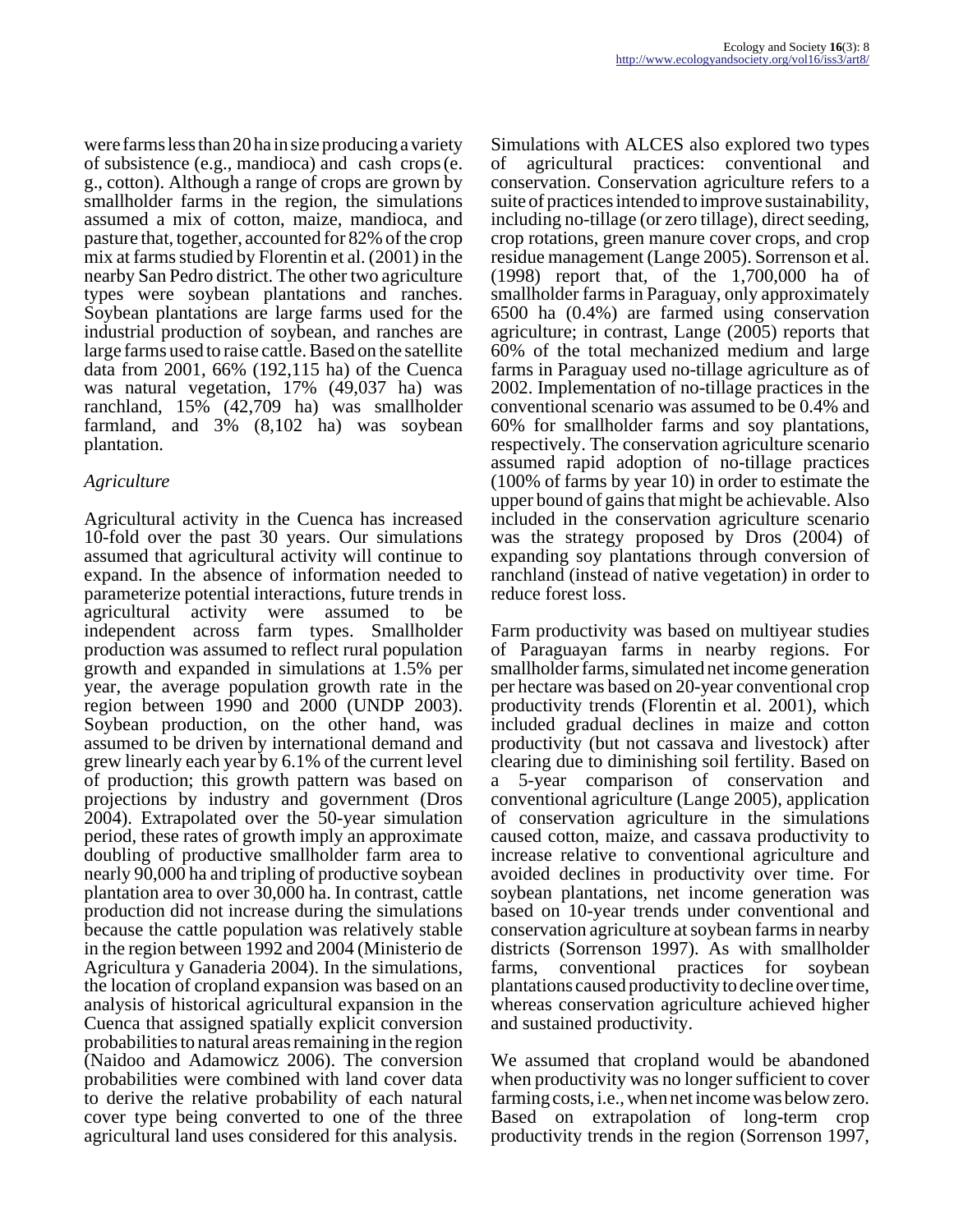were farms less than 20 ha in size producing a variety of subsistence (e.g., mandioca) and cash crops (e. g., cotton). Although a range of crops are grown by smallholder farms in the region, the simulations assumed a mix of cotton, maize, mandioca, and pasture that, together, accounted for 82% of the crop mix at farms studied by Florentin et al. (2001) in the nearby San Pedro district. The other two agriculture types were soybean plantations and ranches. Soybean plantations are large farms used for the industrial production of soybean, and ranches are large farms used to raise cattle. Based on the satellite data from 2001, 66% (192,115 ha) of the Cuenca was natural vegetation, 17% (49,037 ha) was ranchland, 15% (42,709 ha) was smallholder farmland, and 3% (8,102 ha) was soybean plantation.

### *Agriculture*

Agricultural activity in the Cuenca has increased 10-fold over the past 30 years. Our simulations assumed that agricultural activity will continue to expand. In the absence of information needed to parameterize potential interactions, future trends in agricultural activity were assumed to be independent across farm types. Smallholder production was assumed to reflect rural population growth and expanded in simulations at 1.5% per year, the average population growth rate in the region between 1990 and 2000 (UNDP 2003). Soybean production, on the other hand, was assumed to be driven by international demand and grew linearly each year by 6.1% of the current level of production; this growth pattern was based on projections by industry and government (Dros 2004). Extrapolated over the 50-year simulation period, these rates of growth imply an approximate doubling of productive smallholder farm area to nearly 90,000 ha and tripling of productive soybean plantation area to over 30,000 ha. In contrast, cattle production did not increase during the simulations because the cattle population was relatively stable in the region between 1992 and 2004 (Ministerio de Agricultura y Ganaderia 2004). In the simulations, the location of cropland expansion was based on an analysis of historical agricultural expansion in the Cuenca that assigned spatially explicit conversion probabilities to natural areas remaining in the region (Naidoo and Adamowicz 2006). The conversion probabilities were combined with land cover data to derive the relative probability of each natural cover type being converted to one of the three agricultural land uses considered for this analysis.

Simulations with ALCES also explored two types of agricultural practices: conventional and conservation. Conservation agriculture refers to a suite of practices intended to improve sustainability, including no-tillage (or zero tillage), direct seeding, crop rotations, green manure cover crops, and crop residue management (Lange 2005). Sorrenson et al. (1998) report that, of the 1,700,000 ha of smallholder farms in Paraguay, only approximately 6500 ha (0.4%) are farmed using conservation agriculture; in contrast, Lange (2005) reports that 60% of the total mechanized medium and large farms in Paraguay used no-tillage agriculture as of 2002. Implementation of no-tillage practices in the conventional scenario was assumed to be 0.4% and 60% for smallholder farms and soy plantations, respectively. The conservation agriculture scenario assumed rapid adoption of no-tillage practices (100% of farms by year 10) in order to estimate the upper bound of gains that might be achievable. Also included in the conservation agriculture scenario was the strategy proposed by Dros (2004) of expanding soy plantations through conversion of ranchland (instead of native vegetation) in order to reduce forest loss.

Farm productivity was based on multiyear studies of Paraguayan farms in nearby regions. For smallholder farms, simulated net income generation per hectare was based on 20-year conventional crop productivity trends (Florentin et al. 2001), which included gradual declines in maize and cotton productivity (but not cassava and livestock) after clearing due to diminishing soil fertility. Based on a 5-year comparison of conservation and conventional agriculture (Lange 2005), application of conservation agriculture in the simulations caused cotton, maize, and cassava productivity to increase relative to conventional agriculture and avoided declines in productivity over time. For soybean plantations, net income generation was based on 10-year trends under conventional and conservation agriculture at soybean farms in nearby districts (Sorrenson 1997). As with smallholder farms, conventional practices for soybean plantations caused productivity to decline over time, whereas conservation agriculture achieved higher and sustained productivity.

We assumed that cropland would be abandoned when productivity was no longer sufficient to cover farming costs, i.e., when net income was below zero. Based on extrapolation of long-term crop productivity trends in the region (Sorrenson 1997,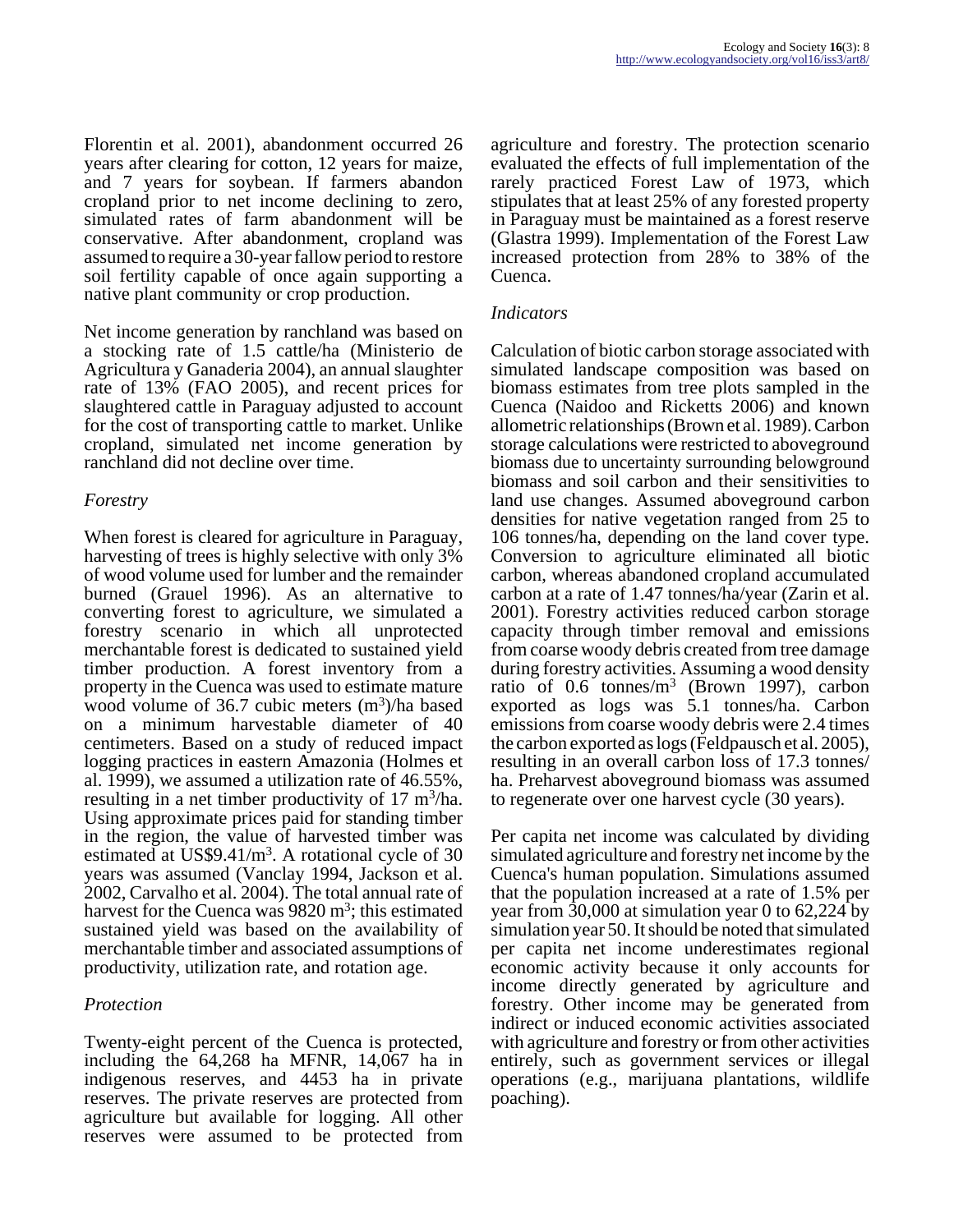Florentin et al. 2001), abandonment occurred 26 years after clearing for cotton, 12 years for maize, and 7 years for soybean. If farmers abandon cropland prior to net income declining to zero, simulated rates of farm abandonment will be conservative. After abandonment, cropland was assumed to require a 30-year fallow period to restore soil fertility capable of once again supporting a native plant community or crop production.

Net income generation by ranchland was based on a stocking rate of 1.5 cattle/ha (Ministerio de Agricultura y Ganaderia 2004), an annual slaughter rate of 13% (FAO 2005), and recent prices for slaughtered cattle in Paraguay adjusted to account for the cost of transporting cattle to market. Unlike cropland, simulated net income generation by ranchland did not decline over time.

### *Forestry*

When forest is cleared for agriculture in Paraguay, harvesting of trees is highly selective with only 3% of wood volume used for lumber and the remainder burned (Grauel 1996). As an alternative to converting forest to agriculture, we simulated a forestry scenario in which all unprotected merchantable forest is dedicated to sustained yield timber production. A forest inventory from a property in the Cuenca was used to estimate mature wood volume of 36.7 cubic meters ($m^3$)/ha based on a minimum harvestable diameter of 40 centimeters. Based on a study of reduced impact logging practices in eastern Amazonia (Holmes et al. 1999), we assumed a utilization rate of 46.55%, resulting in a net timber productivity of 17 $m^3$/ha. Using approximate prices paid for standing timber in the region, the value of harvested timber was estimated at US\$9.41/$m^3$. A rotational cycle of 30 years was assumed (Vanclay 1994, Jackson et al. 2002, Carvalho et al. 2004). The total annual rate of harvest for the Cuenca was 9820 $m^3$; this estimated sustained yield was based on the availability of merchantable timber and associated assumptions of productivity, utilization rate, and rotation age.

### *Protection*

Twenty-eight percent of the Cuenca is protected, including the 64,268 ha MFNR, 14,067 ha in indigenous reserves, and 4453 ha in private reserves. The private reserves are protected from agriculture but available for logging. All other reserves were assumed to be protected from agriculture and forestry. The protection scenario evaluated the effects of full implementation of the rarely practiced Forest Law of 1973, which stipulates that at least 25% of any forested property in Paraguay must be maintained as a forest reserve (Glastra 1999). Implementation of the Forest Law increased protection from 28% to 38% of the Cuenca.

### *Indicators*

Calculation of biotic carbon storage associated with simulated landscape composition was based on biomass estimates from tree plots sampled in the Cuenca (Naidoo and Ricketts 2006) and known allometric relationships (Brown et al. 1989). Carbon storage calculations were restricted to aboveground biomass due to uncertainty surrounding belowground biomass and soil carbon and their sensitivities to land use changes. Assumed aboveground carbon densities for native vegetation ranged from 25 to 106 tonnes/ha, depending on the land cover type. Conversion to agriculture eliminated all biotic carbon, whereas abandoned cropland accumulated carbon at a rate of 1.47 tonnes/ha/year (Zarin et al. 2001). Forestry activities reduced carbon storage capacity through timber removal and emissions from coarse woody debris created from tree damage during forestry activities. Assuming a wood density ratio of 0.6 tonnes/$m^3$ (Brown 1997), carbon exported as logs was 5.1 tonnes/ha. Carbon emissions from coarse woody debris were 2.4 times the carbon exported as logs (Feldpausch et al. 2005), resulting in an overall carbon loss of 17.3 tonnes/ha. Preharvest aboveground biomass was assumed to regenerate over one harvest cycle (30 years).

Per capita net income was calculated by dividing simulated agriculture and forestry net income by the Cuenca's human population. Simulations assumed that the population increased at a rate of 1.5% per year from 30,000 at simulation year 0 to 62,224 by simulation year 50. It should be noted that simulated per capita net income underestimates regional economic activity because it only accounts for income directly generated by agriculture and forestry. Other income may be generated from indirect or induced economic activities associated with agriculture and forestry or from other activities entirely, such as government services or illegal operations (e.g., marijuana plantations, wildlife poaching).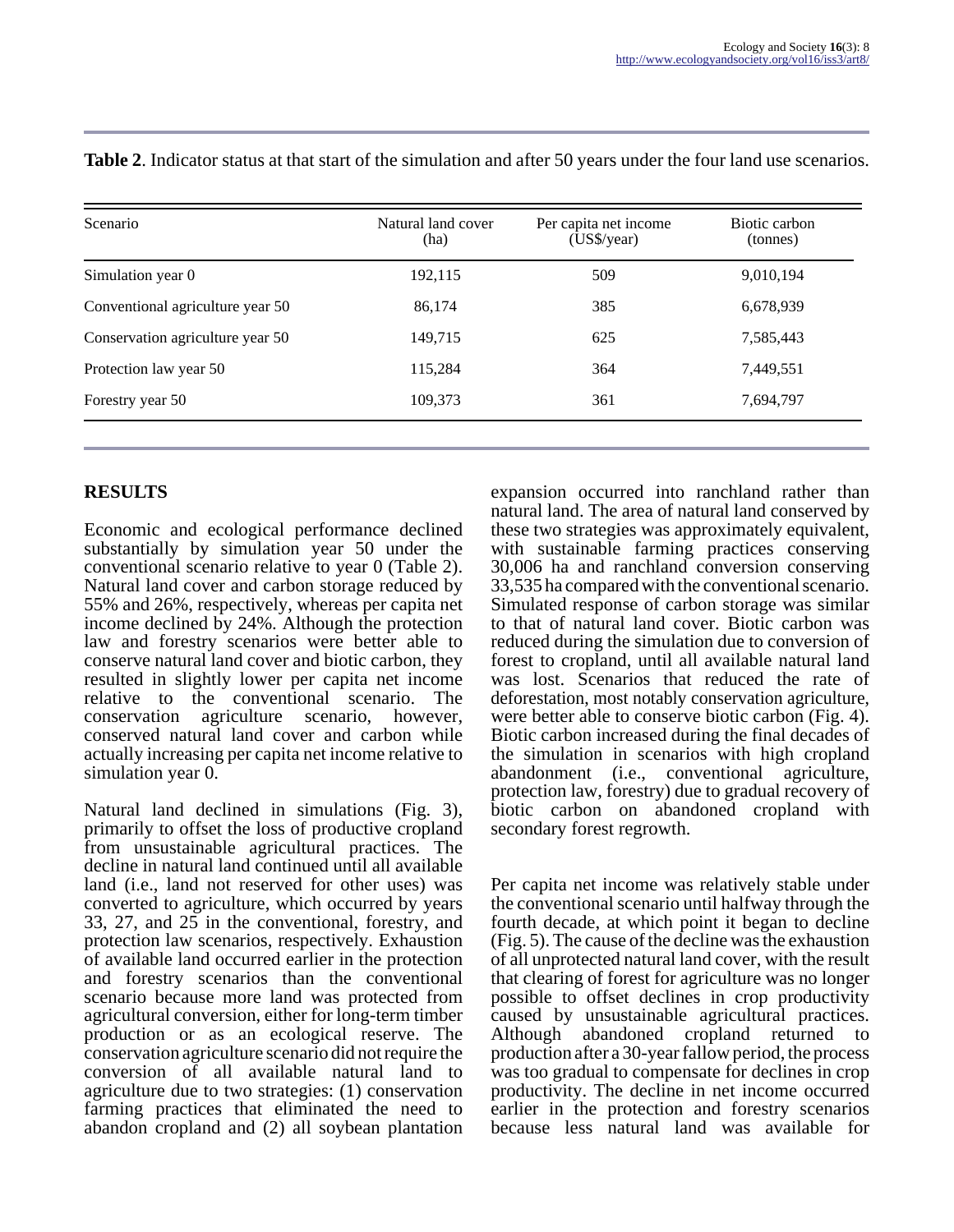**Table 2**. Indicator status at that start of the simulation and after 50 years under the four land use scenarios.

| Scenario | Natural land cover (ha) | Per capita net income (US$/year) | Biotic carbon (tonnes) |
|---|---|---|---|
| Simulation year 0 | 192,115 | 509 | 9,010,194 |
| Conventional agriculture year 50 | 86,174 | 385 | 6,678,939 |
| Conservation agriculture year 50 | 149,715 | 625 | 7,585,443 |
| Protection law year 50 | 115,284 | 364 | 7,449,551 |
| Forestry year 50 | 109,373 | 361 | 7,694,797 |

## RESULTS

Economic and ecological performance declined substantially by simulation year 50 under the conventional scenario relative to year 0 (Table 2). Natural land cover and carbon storage reduced by 55% and 26%, respectively, whereas per capita net income declined by 24%. Although the protection law and forestry scenarios were better able to conserve natural land cover and biotic carbon, they resulted in slightly lower per capita net income relative to the conventional scenario. The conservation agriculture scenario, however, conserved natural land cover and carbon while actually increasing per capita net income relative to simulation year 0.

Natural land declined in simulations (Fig. 3), primarily to offset the loss of productive cropland from unsustainable agricultural practices. The decline in natural land continued until all available land (i.e., land not reserved for other uses) was converted to agriculture, which occurred by years 33, 27, and 25 in the conventional, forestry, and protection law scenarios, respectively. Exhaustion of available land occurred earlier in the protection and forestry scenarios than the conventional scenario because more land was protected from agricultural conversion, either for long-term timber production or as an ecological reserve. The conservation agriculture scenario did not require the conversion of all available natural land to agriculture due to two strategies: (1) conservation farming practices that eliminated the need to abandon cropland and (2) all soybean plantation expansion occurred into ranchland rather than natural land. The area of natural land conserved by these two strategies was approximately equivalent, with sustainable farming practices conserving 30,006 ha and ranchland conversion conserving 33,535 ha compared with the conventional scenario. Simulated response of carbon storage was similar to that of natural land cover. Biotic carbon was reduced during the simulation due to conversion of forest to cropland, until all available natural land was lost. Scenarios that reduced the rate of deforestation, most notably conservation agriculture, were better able to conserve biotic carbon (Fig. 4). Biotic carbon increased during the final decades of the simulation in scenarios with high cropland abandonment (i.e., conventional agriculture, protection law, forestry) due to gradual recovery of biotic carbon on abandoned cropland with secondary forest regrowth.

Per capita net income was relatively stable under the conventional scenario until halfway through the fourth decade, at which point it began to decline (Fig. 5). The cause of the decline was the exhaustion of all unprotected natural land cover, with the result that clearing of forest for agriculture was no longer possible to offset declines in crop productivity caused by unsustainable agricultural practices. Although abandoned cropland returned to production after a 30-year fallow period, the process was too gradual to compensate for declines in crop productivity. The decline in net income occurred earlier in the protection and forestry scenarios because less natural land was available for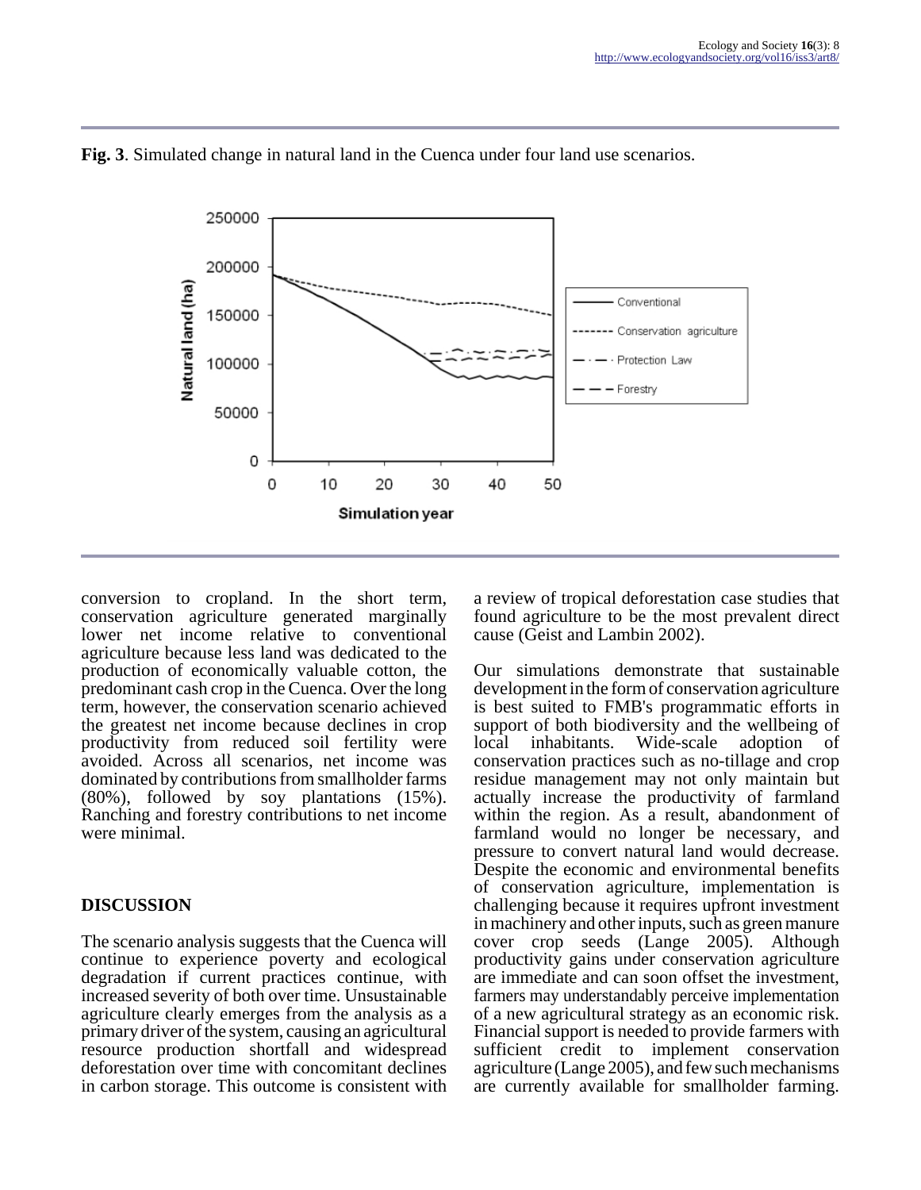**Fig. 3**. Simulated change in natural land in the Cuenca under four land use scenarios.

conversion to cropland. In the short term, conservation agriculture generated marginally lower net income relative to conventional agriculture because less land was dedicated to the production of economically valuable cotton, the predominant cash crop in the Cuenca. Over the long term, however, the conservation scenario achieved the greatest net income because declines in crop productivity from reduced soil fertility were avoided. Across all scenarios, net income was dominated by contributions from smallholder farms (80%), followed by soy plantations (15%). Ranching and forestry contributions to net income were minimal.

## DISCUSSION

The scenario analysis suggests that the Cuenca will continue to experience poverty and ecological degradation if current practices continue, with increased severity of both over time. Unsustainable agriculture clearly emerges from the analysis as a primary driver of the system, causing an agricultural resource production shortfall and widespread deforestation over time with concomitant declines in carbon storage. This outcome is consistent with a review of tropical deforestation case studies that found agriculture to be the most prevalent direct cause (Geist and Lambin 2002).

Our simulations demonstrate that sustainable development in the form of conservation agriculture is best suited to FMB's programmatic efforts in support of both biodiversity and the wellbeing of local inhabitants. Wide-scale adoption of conservation practices such as no-tillage and crop residue management may not only maintain but actually increase the productivity of farmland within the region. As a result, abandonment of farmland would no longer be necessary, and pressure to convert natural land would decrease. Despite the economic and environmental benefits of conservation agriculture, implementation is challenging because it requires upfront investment in machinery and other inputs, such as green manure cover crop seeds (Lange 2005). Although productivity gains under conservation agriculture are immediate and can soon offset the investment, farmers may understandably perceive implementation of a new agricultural strategy as an economic risk. Financial support is needed to provide farmers with sufficient credit to implement conservation agriculture (Lange 2005), and few such mechanisms are currently available for smallholder farming.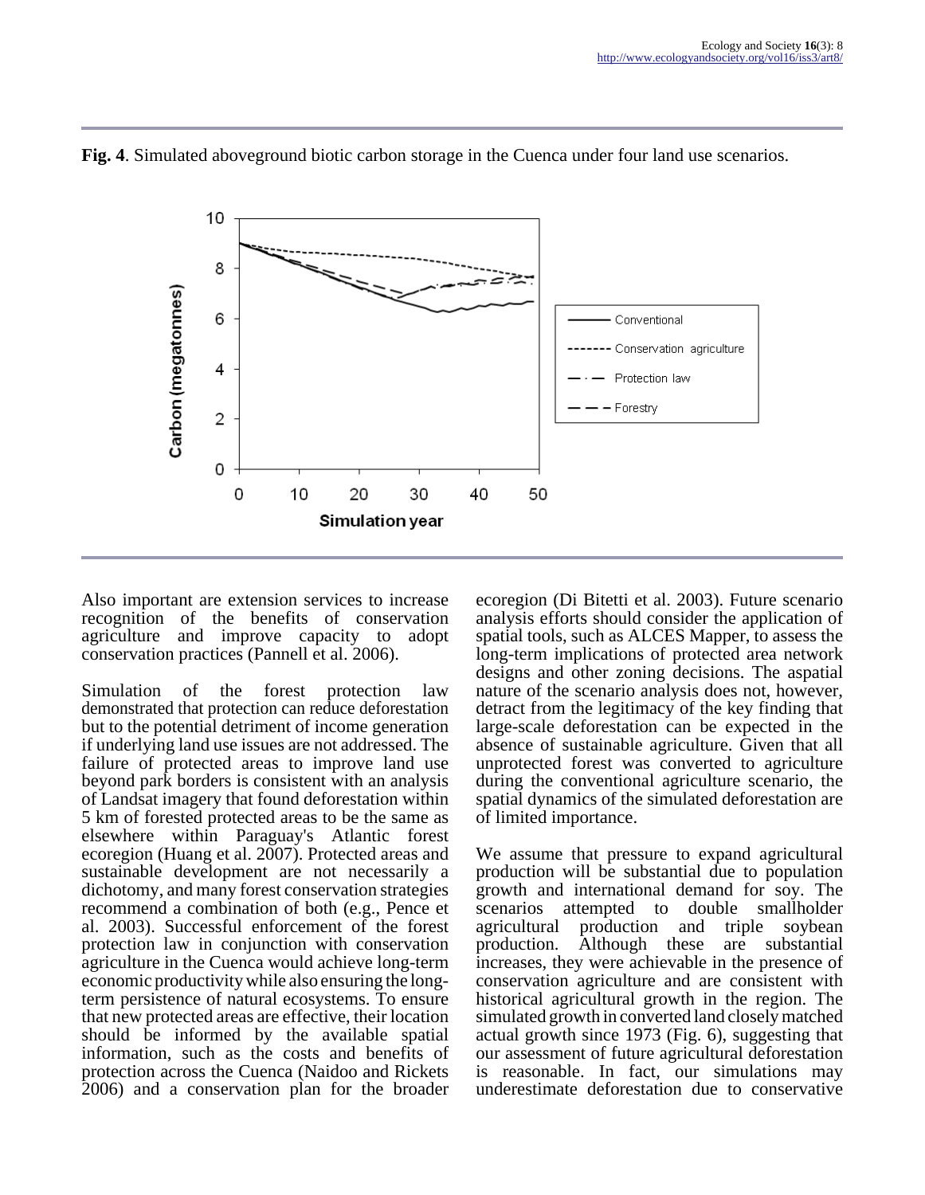**Fig. 4**. Simulated aboveground biotic carbon storage in the Cuenca under four land use scenarios.

Also important are extension services to increase recognition of the benefits of conservation agriculture and improve capacity to adopt conservation practices (Pannell et al. 2006).

Simulation of the forest protection law demonstrated that protection can reduce deforestation but to the potential detriment of income generation if underlying land use issues are not addressed. The failure of protected areas to improve land use beyond park borders is consistent with an analysis of Landsat imagery that found deforestation within 5 km of forested protected areas to be the same as elsewhere within Paraguay's Atlantic forest ecoregion (Huang et al. 2007). Protected areas and sustainable development are not necessarily a dichotomy, and many forest conservation strategies recommend a combination of both (e.g., Pence et al. 2003). Successful enforcement of the forest protection law in conjunction with conservation agriculture in the Cuenca would achieve long-term economic productivity while also ensuring the long-term persistence of natural ecosystems. To ensure that new protected areas are effective, their location should be informed by the available spatial information, such as the costs and benefits of protection across the Cuenca (Naidoo and Rickets 2006) and a conservation plan for the broader ecoregion (Di Bitetti et al. 2003). Future scenario analysis efforts should consider the application of spatial tools, such as ALCES Mapper, to assess the long-term implications of protected area network designs and other zoning decisions. The aspatial nature of the scenario analysis does not, however, detract from the legitimacy of the key finding that large-scale deforestation can be expected in the absence of sustainable agriculture. Given that all unprotected forest was converted to agriculture during the conventional agriculture scenario, the spatial dynamics of the simulated deforestation are of limited importance.

We assume that pressure to expand agricultural production will be substantial due to population growth and international demand for soy. The scenarios attempted to double smallholder agricultural production and triple soybean production. Although these are substantial increases, they were achievable in the presence of conservation agriculture and are consistent with historical agricultural growth in the region. The simulated growth in converted land closely matched actual growth since 1973 (Fig. 6), suggesting that our assessment of future agricultural deforestation is reasonable. In fact, our simulations may underestimate deforestation due to conservative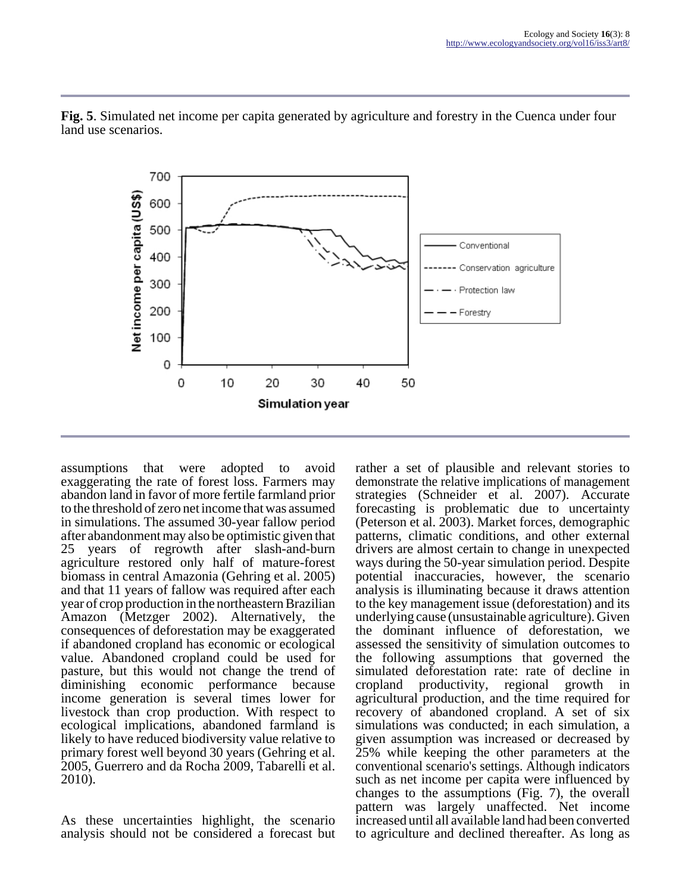**Fig. 5**. Simulated net income per capita generated by agriculture and forestry in the Cuenca under four land use scenarios.

assumptions that were adopted to avoid exaggerating the rate of forest loss. Farmers may abandon land in favor of more fertile farmland prior to the threshold of zero net income that was assumed in simulations. The assumed 30-year fallow period after abandonment may also be optimistic given that 25 years of regrowth after slash-and-burn agriculture restored only half of mature-forest biomass in central Amazonia (Gehring et al. 2005) and that 11 years of fallow was required after each year of crop production in the northeastern Brazilian Amazon (Metzger 2002). Alternatively, the consequences of deforestation may be exaggerated if abandoned cropland has economic or ecological value. Abandoned cropland could be used for pasture, but this would not change the trend of diminishing economic performance because income generation is several times lower for livestock than crop production. With respect to ecological implications, abandoned farmland is likely to have reduced biodiversity value relative to primary forest well beyond 30 years (Gehring et al. 2005, Guerrero and da Rocha 2009, Tabarelli et al. 2010).

As these uncertainties highlight, the scenario analysis should not be considered a forecast but rather a set of plausible and relevant stories to demonstrate the relative implications of management strategies (Schneider et al. 2007). Accurate forecasting is problematic due to uncertainty (Peterson et al. 2003). Market forces, demographic patterns, climatic conditions, and other external drivers are almost certain to change in unexpected ways during the 50-year simulation period. Despite potential inaccuracies, however, the scenario analysis is illuminating because it draws attention to the key management issue (deforestation) and its underlying cause (unsustainable agriculture). Given the dominant influence of deforestation, we assessed the sensitivity of simulation outcomes to the following assumptions that governed the simulated deforestation rate: rate of decline in cropland productivity, regional growth in agricultural production, and the time required for recovery of abandoned cropland. A set of six simulations was conducted; in each simulation, a given assumption was increased or decreased by 25% while keeping the other parameters at the conventional scenario's settings. Although indicators such as net income per capita were influenced by changes to the assumptions (Fig. 7), the overall pattern was largely unaffected. Net income increased until all available land had been converted to agriculture and declined thereafter. As long as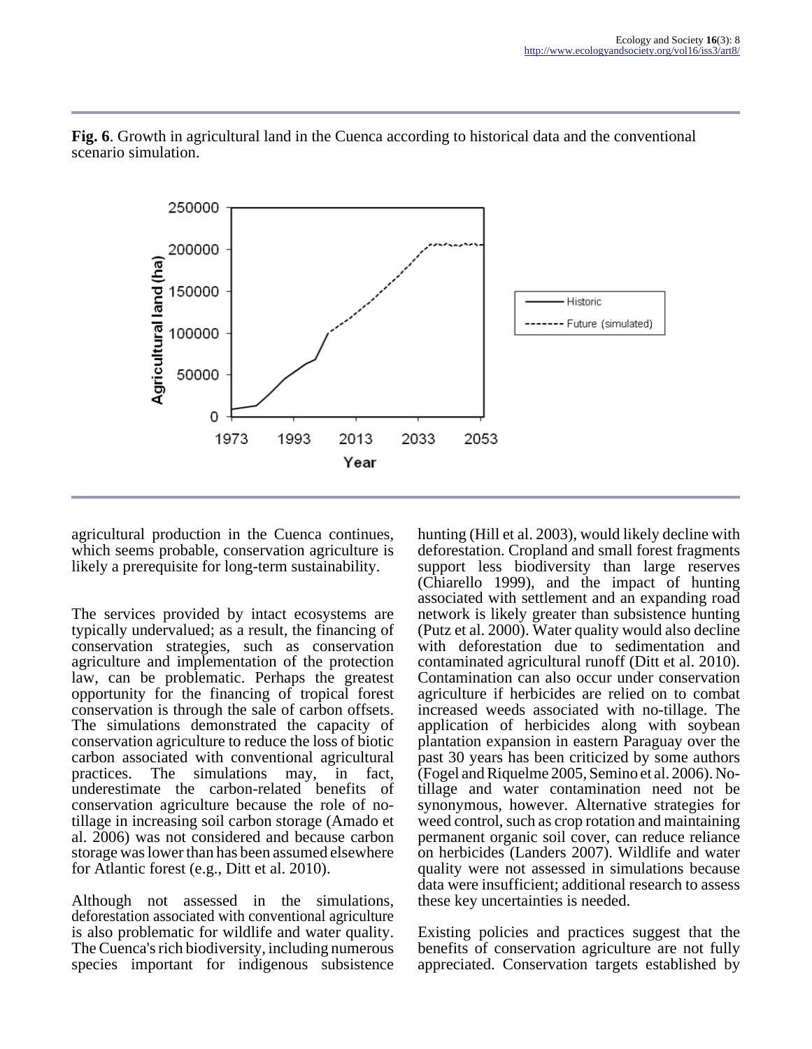**Fig. 6**. Growth in agricultural land in the Cuenca according to historical data and the conventional scenario simulation.

agricultural production in the Cuenca continues, which seems probable, conservation agriculture is likely a prerequisite for long-term sustainability.

The services provided by intact ecosystems are typically undervalued; as a result, the financing of conservation strategies, such as conservation agriculture and implementation of the protection law, can be problematic. Perhaps the greatest opportunity for the financing of tropical forest conservation is through the sale of carbon offsets. The simulations demonstrated the capacity of conservation agriculture to reduce the loss of biotic carbon associated with conventional agricultural practices. The simulations may, in fact, underestimate the carbon-related benefits of conservation agriculture because the role of no-tillage in increasing soil carbon storage (Amado et al. 2006) was not considered and because carbon storage was lower than has been assumed elsewhere for Atlantic forest (e.g., Ditt et al. 2010).

Although not assessed in the simulations, deforestation associated with conventional agriculture is also problematic for wildlife and water quality. The Cuenca's rich biodiversity, including numerous species important for indigenous subsistence hunting (Hill et al. 2003), would likely decline with deforestation. Cropland and small forest fragments support less biodiversity than large reserves (Chiarello 1999), and the impact of hunting associated with settlement and an expanding road network is likely greater than subsistence hunting (Putz et al. 2000). Water quality would also decline with deforestation due to sedimentation and contaminated agricultural runoff (Ditt et al. 2010). Contamination can also occur under conservation agriculture if herbicides are relied on to combat increased weeds associated with no-tillage. The application of herbicides along with soybean plantation expansion in eastern Paraguay over the past 30 years has been criticized by some authors (Fogel and Riquelme 2005, Semino et al. 2006). No-tillage and water contamination need not be synonymous, however. Alternative strategies for weed control, such as crop rotation and maintaining permanent organic soil cover, can reduce reliance on herbicides (Landers 2007). Wildlife and water quality were not assessed in simulations because data were insufficient; additional research to assess these key uncertainties is needed.

Existing policies and practices suggest that the benefits of conservation agriculture are not fully appreciated. Conservation targets established by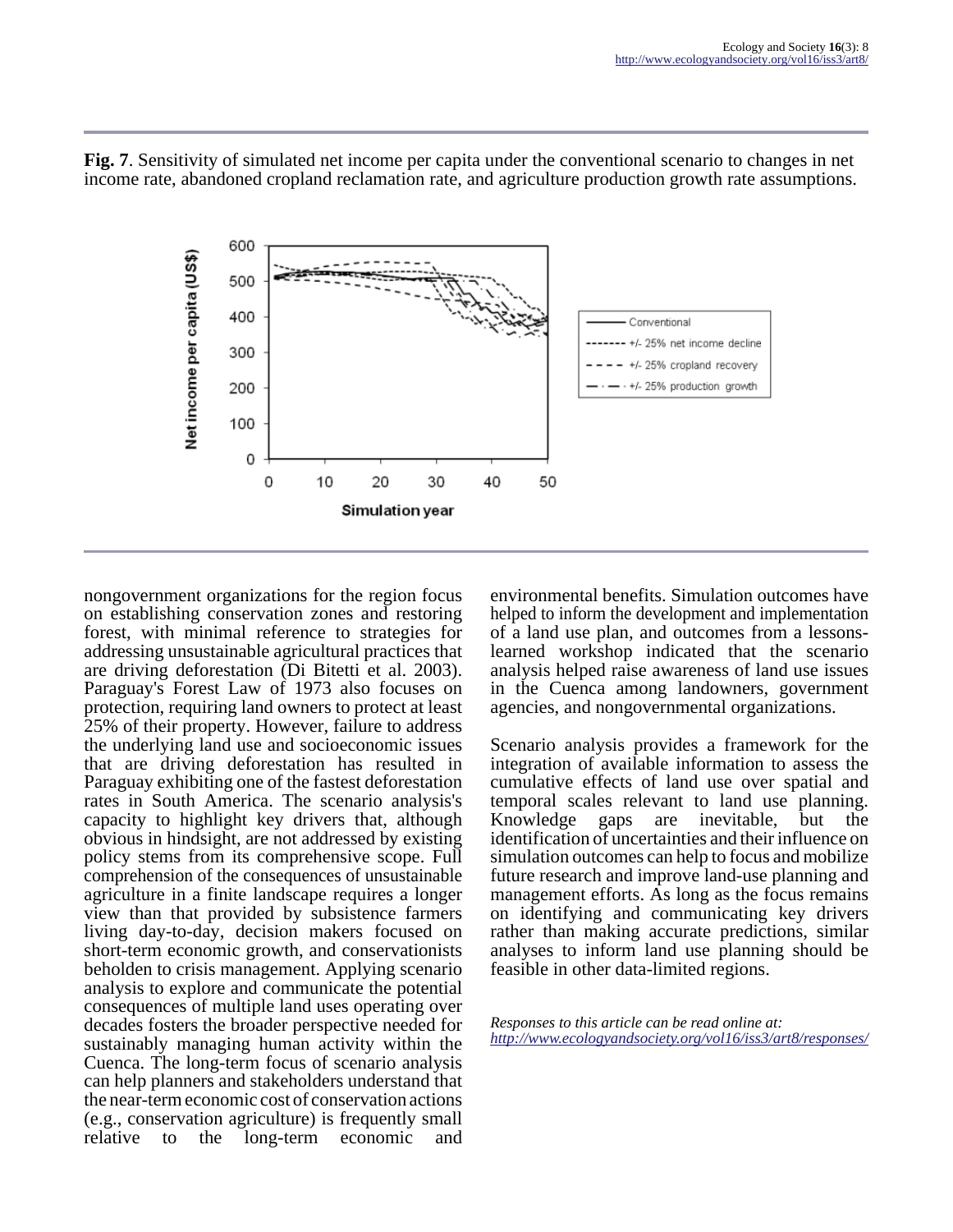**Fig. 7**. Sensitivity of simulated net income per capita under the conventional scenario to changes in net income rate, abandoned cropland reclamation rate, and agriculture production growth rate assumptions.

Net income per capita (US$)

600
500
400
300
200
100
0

0 10 20 30 40 50

Simulation year

Conventional
+/- 25% net income decline
+/- 25% cropland recovery
+/- 25% production growth

nongovernment organizations for the region focus on establishing conservation zones and restoring forest, with minimal reference to strategies for addressing unsustainable agricultural practices that are driving deforestation (Di Bitetti et al. 2003). Paraguay's Forest Law of 1973 also focuses on protection, requiring land owners to protect at least 25% of their property. However, failure to address the underlying land use and socioeconomic issues that are driving deforestation has resulted in Paraguay exhibiting one of the fastest deforestation rates in South America. The scenario analysis's capacity to highlight key drivers that, although obvious in hindsight, are not addressed by existing policy stems from its comprehensive scope. Full comprehension of the consequences of unsustainable agriculture in a finite landscape requires a longer view than that provided by subsistence farmers living day-to-day, decision makers focused on short-term economic growth, and conservationists beholden to crisis management. Applying scenario analysis to explore and communicate the potential consequences of multiple land uses operating over decades fosters the broader perspective needed for sustainably managing human activity within the Cuenca. The long-term focus of scenario analysis can help planners and stakeholders understand that the near-term economic cost of conservation actions (e.g., conservation agriculture) is frequently small relative to the long-term economic and environmental benefits. Simulation outcomes have helped to inform the development and implementation of a land use plan, and outcomes from a lessons-learned workshop indicated that the scenario analysis helped raise awareness of land use issues in the Cuenca among landowners, government agencies, and nongovernmental organizations.

Scenario analysis provides a framework for the integration of available information to assess the cumulative effects of land use over spatial and temporal scales relevant to land use planning. Knowledge gaps are inevitable, but the identification of uncertainties and their influence on simulation outcomes can help to focus and mobilize future research and improve land-use planning and management efforts. As long as the focus remains on identifying and communicating key drivers rather than making accurate predictions, similar analyses to inform land use planning should be feasible in other data-limited regions.

*Responses to this article can be read online at:*
*http://www.ecologyandsociety.org/vol16/iss3/art8/responses/*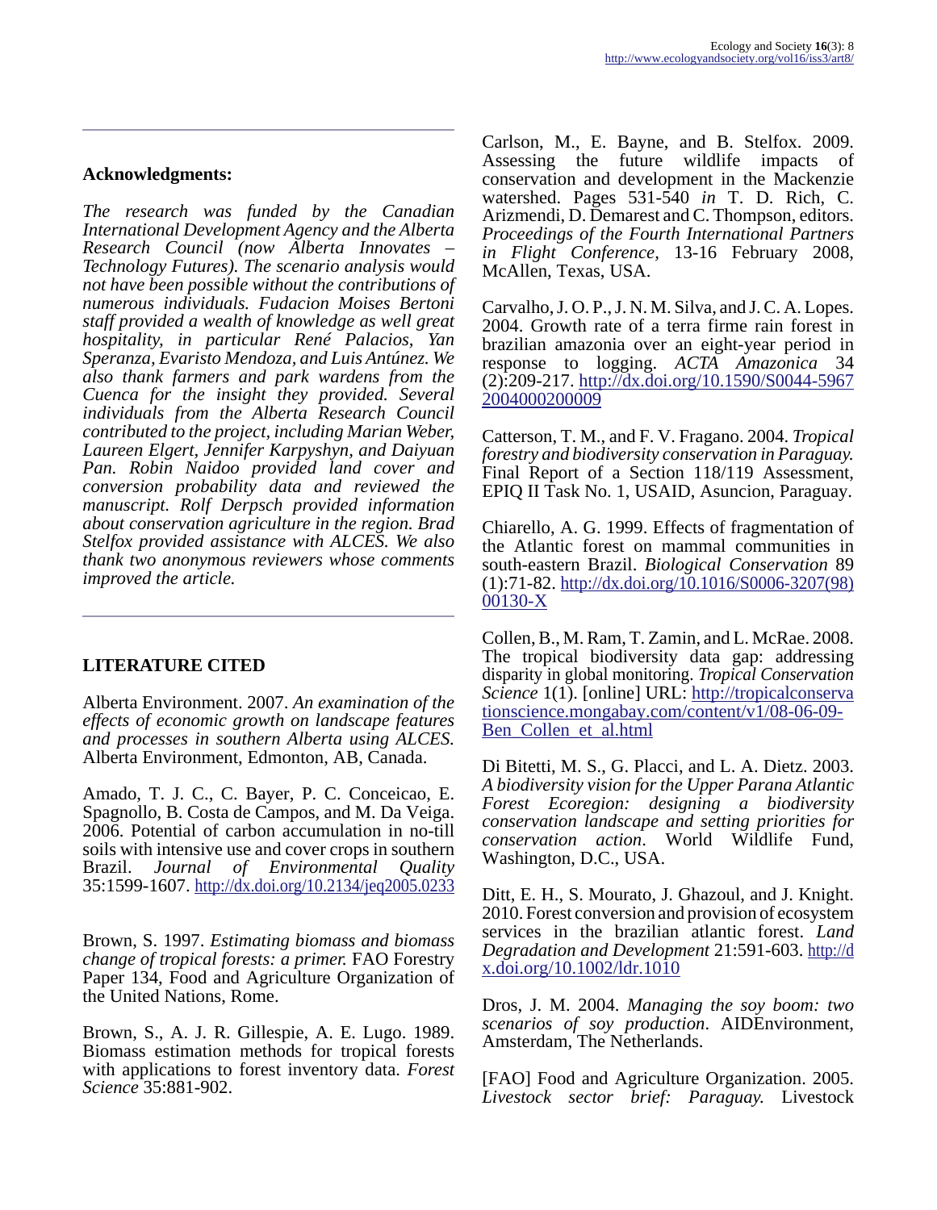## Acknowledgments:

*The research was funded by the Canadian International Development Agency and the Alberta Research Council (now Alberta Innovates – Technology Futures). The scenario analysis would not have been possible without the contributions of numerous individuals. Fudacion Moises Bertoni staff provided a wealth of knowledge as well great hospitality, in particular René Palacios, Yan Speranza, Evaristo Mendoza, and Luis Antúnez. We also thank farmers and park wardens from the Cuenca for the insight they provided. Several individuals from the Alberta Research Council contributed to the project, including Marian Weber, Laureen Elgert, Jennifer Karpyshyn, and Daiyuan Pan. Robin Naidoo provided land cover and conversion probability data and reviewed the manuscript. Rolf Derpsch provided information about conservation agriculture in the region. Brad Stelfox provided assistance with ALCES. We also thank two anonymous reviewers whose comments improved the article.*

## LITERATURE CITED

Alberta Environment. 2007. *An examination of the effects of economic growth on landscape features and processes in southern Alberta using ALCES.* Alberta Environment, Edmonton, AB, Canada.

Amado, T. J. C., C. Bayer, P. C. Conceicao, E. Spagnollo, B. Costa de Campos, and M. Da Veiga. 2006. Potential of carbon accumulation in no-till soils with intensive use and cover crops in southern Brazil. *Journal of Environmental Quality* 35:1599-1607. http://dx.doi.org/10.2134/jeq2005.0233

Brown, S. 1997. *Estimating biomass and biomass change of tropical forests: a primer.* FAO Forestry Paper 134, Food and Agriculture Organization of the United Nations, Rome.

Brown, S., A. J. R. Gillespie, A. E. Lugo. 1989. Biomass estimation methods for tropical forests with applications to forest inventory data. *Forest Science* 35:881-902.

Carlson, M., E. Bayne, and B. Stelfox. 2009. Assessing the future wildlife impacts of conservation and development in the Mackenzie watershed. Pages 531-540 *in* T. D. Rich, C. Arizmendi, D. Demarest and C. Thompson, editors. *Proceedings of the Fourth International Partners in Flight Conference*, 13-16 February 2008, McAllen, Texas, USA.

Carvalho, J. O. P., J. N. M. Silva, and J. C. A. Lopes. 2004. Growth rate of a terra firme rain forest in brazilian amazonia over an eight-year period in response to logging. *ACTA Amazonica* 34 (2):209-217. http://dx.doi.org/10.1590/S0044-59672004000200009

Catterson, T. M., and F. V. Fragano. 2004. *Tropical forestry and biodiversity conservation in Paraguay.* Final Report of a Section 118/119 Assessment, EPIQ II Task No. 1, USAID, Asuncion, Paraguay.

Chiarello, A. G. 1999. Effects of fragmentation of the Atlantic forest on mammal communities in south-eastern Brazil. *Biological Conservation* 89 (1):71-82. http://dx.doi.org/10.1016/S0006-3207(98)00130-X

Collen, B., M. Ram, T. Zamin, and L. McRae. 2008. The tropical biodiversity data gap: addressing disparity in global monitoring. *Tropical Conservation Science* 1(1). [online] URL: http://tropicalconservationscience.mongabay.com/content/v1/08-06-09-Ben_Collen_et_al.html

Di Bitetti, M. S., G. Placci, and L. A. Dietz. 2003. *A biodiversity vision for the Upper Parana Atlantic Forest Ecoregion: designing a biodiversity conservation landscape and setting priorities for conservation action*. World Wildlife Fund, Washington, D.C., USA.

Ditt, E. H., S. Mourato, J. Ghazoul, and J. Knight. 2010. Forest conversion and provision of ecosystem services in the brazilian atlantic forest. *Land Degradation and Development* 21:591-603. http://dx.doi.org/10.1002/ldr.1010

Dros, J. M. 2004. *Managing the soy boom: two scenarios of soy production*. AIDEnvironment, Amsterdam, The Netherlands.

[FAO] Food and Agriculture Organization. 2005. *Livestock sector brief: Paraguay.* Livestock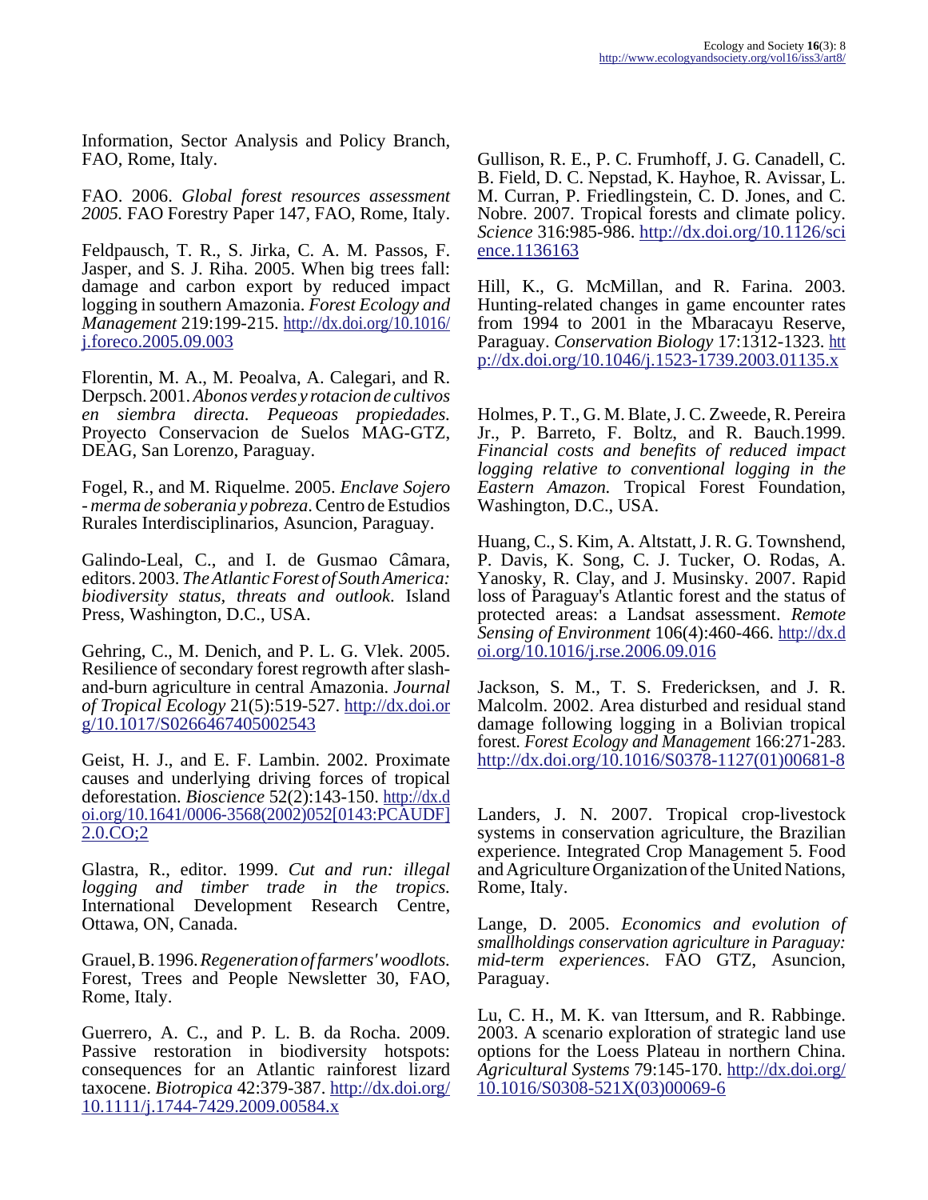Information, Sector Analysis and Policy Branch, FAO, Rome, Italy.

FAO. 2006. *Global forest resources assessment 2005.* FAO Forestry Paper 147, FAO, Rome, Italy.

Feldpausch, T. R., S. Jirka, C. A. M. Passos, F. Jasper, and S. J. Riha. 2005. When big trees fall: damage and carbon export by reduced impact logging in southern Amazonia. *Forest Ecology and Management* 219:199-215. http://dx.doi.org/10.1016/j.foreco.2005.09.003

Florentin, M. A., M. Peoalva, A. Calegari, and R. Derpsch. 2001. *Abonos verdes y rotacion de cultivos en siembra directa. Pequeoas propiedades.* Proyecto Conservacion de Suelos MAG-GTZ, DEAG, San Lorenzo, Paraguay.

Fogel, R., and M. Riquelme. 2005. *Enclave Sojero - merma de soberania y pobreza*. Centro de Estudios Rurales Interdisciplinarios, Asuncion, Paraguay.

Galindo-Leal, C., and I. de Gusmao Câmara, editors. 2003. *The Atlantic Forest of South America: biodiversity status, threats and outlook.* Island Press, Washington, D.C., USA.

Gehring, C., M. Denich, and P. L. G. Vlek. 2005. Resilience of secondary forest regrowth after slash-and-burn agriculture in central Amazonia. *Journal of Tropical Ecology* 21(5):519-527. http://dx.doi.org/10.1017/S0266467405002543

Geist, H. J., and E. F. Lambin. 2002. Proximate causes and underlying driving forces of tropical deforestation. *Bioscience* 52(2):143-150. http://dx.doi.org/10.1641/0006-3568(2002)052[0143:PCAUDF]2.0.CO;2

Glastra, R., editor. 1999. *Cut and run: illegal logging and timber trade in the tropics.* International Development Research Centre, Ottawa, ON, Canada.

Grauel, B. 1996. *Regeneration of farmers' woodlots.* Forest, Trees and People Newsletter 30, FAO, Rome, Italy.

Guerrero, A. C., and P. L. B. da Rocha. 2009. Passive restoration in biodiversity hotspots: consequences for an Atlantic rainforest lizard taxocene. *Biotropica* 42:379-387. http://dx.doi.org/10.1111/j.1744-7429.2009.00584.x

Gullison, R. E., P. C. Frumhoff, J. G. Canadell, C. B. Field, D. C. Nepstad, K. Hayhoe, R. Avissar, L. M. Curran, P. Friedlingstein, C. D. Jones, and C. Nobre. 2007. Tropical forests and climate policy. *Science* 316:985-986. http://dx.doi.org/10.1126/science.1136163

Hill, K., G. McMillan, and R. Farina. 2003. Hunting-related changes in game encounter rates from 1994 to 2001 in the Mbaracayu Reserve, Paraguay. *Conservation Biology* 17:1312-1323. http://dx.doi.org/10.1046/j.1523-1739.2003.01135.x

Holmes, P. T., G. M. Blate, J. C. Zweede, R. Pereira Jr., P. Barreto, F. Boltz, and R. Bauch.1999. *Financial costs and benefits of reduced impact logging relative to conventional logging in the Eastern Amazon.* Tropical Forest Foundation, Washington, D.C., USA.

Huang, C., S. Kim, A. Altstatt, J. R. G. Townshend, P. Davis, K. Song, C. J. Tucker, O. Rodas, A. Yanosky, R. Clay, and J. Musinsky. 2007. Rapid loss of Paraguay's Atlantic forest and the status of protected areas: a Landsat assessment. *Remote Sensing of Environment* 106(4):460-466. http://dx.doi.org/10.1016/j.rse.2006.09.016

Jackson, S. M., T. S. Fredericksen, and J. R. Malcolm. 2002. Area disturbed and residual stand damage following logging in a Bolivian tropical forest. *Forest Ecology and Management* 166:271-283. http://dx.doi.org/10.1016/S0378-1127(01)00681-8

Landers, J. N. 2007. Tropical crop-livestock systems in conservation agriculture, the Brazilian experience. Integrated Crop Management 5. Food and Agriculture Organization of the United Nations, Rome, Italy.

Lange, D. 2005. *Economics and evolution of smallholdings conservation agriculture in Paraguay: mid-term experiences*. FAO GTZ, Asuncion, Paraguay.

Lu, C. H., M. K. van Ittersum, and R. Rabbinge. 2003. A scenario exploration of strategic land use options for the Loess Plateau in northern China. *Agricultural Systems* 79:145-170. http://dx.doi.org/10.1016/S0308-521X(03)00069-6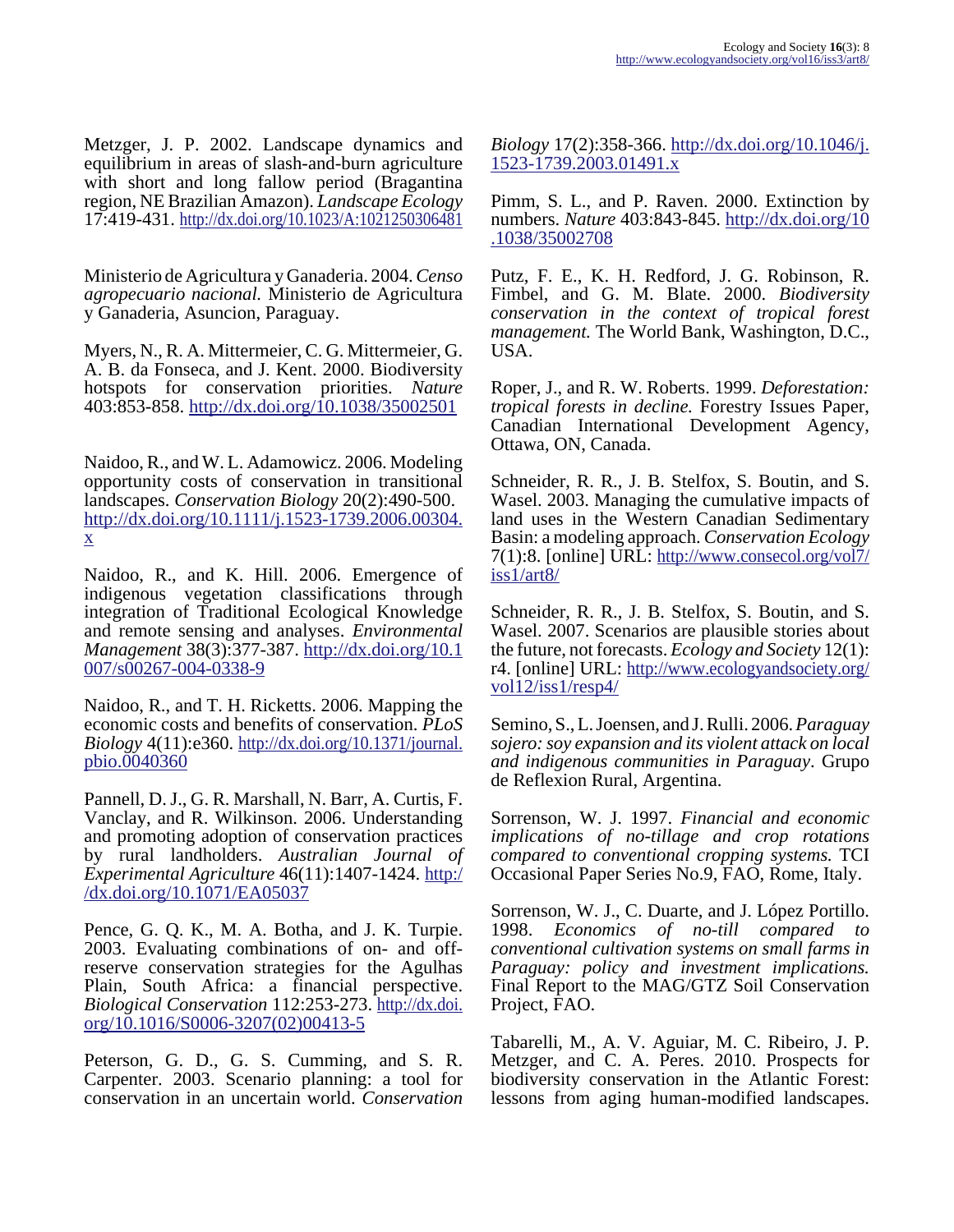Metzger, J. P. 2002. Landscape dynamics and equilibrium in areas of slash-and-burn agriculture with short and long fallow period (Bragantina region, NE Brazilian Amazon). *Landscape Ecology* 17:419-431. http://dx.doi.org/10.1023/A:1021250306481

Ministerio de Agricultura y Ganaderia. 2004. *Censo agropecuario nacional.* Ministerio de Agricultura y Ganaderia, Asuncion, Paraguay.

Myers, N., R. A. Mittermeier, C. G. Mittermeier, G. A. B. da Fonseca, and J. Kent. 2000. Biodiversity hotspots for conservation priorities. *Nature* 403:853-858. http://dx.doi.org/10.1038/35002501

Naidoo, R., and W. L. Adamowicz. 2006. Modeling opportunity costs of conservation in transitional landscapes. *Conservation Biology* 20(2):490-500. http://dx.doi.org/10.1111/j.1523-1739.2006.00304.x

Naidoo, R., and K. Hill. 2006. Emergence of indigenous vegetation classifications through integration of Traditional Ecological Knowledge and remote sensing and analyses. *Environmental Management* 38(3):377-387. http://dx.doi.org/10.1007/s00267-004-0338-9

Naidoo, R., and T. H. Ricketts. 2006. Mapping the economic costs and benefits of conservation. *PLoS Biology* 4(11):e360. http://dx.doi.org/10.1371/journal.pbio.0040360

Pannell, D. J., G. R. Marshall, N. Barr, A. Curtis, F. Vanclay, and R. Wilkinson. 2006. Understanding and promoting adoption of conservation practices by rural landholders. *Australian Journal of Experimental Agriculture* 46(11):1407-1424. http://dx.doi.org/10.1071/EA05037

Pence, G. Q. K., M. A. Botha, and J. K. Turpie. 2003. Evaluating combinations of on- and off-reserve conservation strategies for the Agulhas Plain, South Africa: a financial perspective. *Biological Conservation* 112:253-273. http://dx.doi.org/10.1016/S0006-3207(02)00413-5

Peterson, G. D., G. S. Cumming, and S. R. Carpenter. 2003. Scenario planning: a tool for conservation in an uncertain world. *Conservation Biology* 17(2):358-366. http://dx.doi.org/10.1046/j.1523-1739.2003.01491.x

Pimm, S. L., and P. Raven. 2000. Extinction by numbers. *Nature* 403:843-845. http://dx.doi.org/10.1038/35002708

Putz, F. E., K. H. Redford, J. G. Robinson, R. Fimbel, and G. M. Blate. 2000. *Biodiversity conservation in the context of tropical forest management.* The World Bank, Washington, D.C., USA.

Roper, J., and R. W. Roberts. 1999. *Deforestation: tropical forests in decline.* Forestry Issues Paper, Canadian International Development Agency, Ottawa, ON, Canada.

Schneider, R. R., J. B. Stelfox, S. Boutin, and S. Wasel. 2003. Managing the cumulative impacts of land uses in the Western Canadian Sedimentary Basin: a modeling approach. *Conservation Ecology* 7(1):8. [online] URL: http://www.consecol.org/vol7/iss1/art8/

Schneider, R. R., J. B. Stelfox, S. Boutin, and S. Wasel. 2007. Scenarios are plausible stories about the future, not forecasts. *Ecology and Society* 12(1): r4. [online] URL: http://www.ecologyandsociety.org/vol12/iss1/resp4/

Semino, S., L. Joensen, and J. Rulli. 2006. *Paraguay sojero: soy expansion and its violent attack on local and indigenous communities in Paraguay*. Grupo de Reflexion Rural, Argentina.

Sorrenson, W. J. 1997. *Financial and economic implications of no-tillage and crop rotations compared to conventional cropping systems.* TCI Occasional Paper Series No.9, FAO, Rome, Italy.

Sorrenson, W. J., C. Duarte, and J. López Portillo. 1998. *Economics of no-till compared to conventional cultivation systems on small farms in Paraguay: policy and investment implications.* Final Report to the MAG/GTZ Soil Conservation Project, FAO.

Tabarelli, M., A. V. Aguiar, M. C. Ribeiro, J. P. Metzger, and C. A. Peres. 2010. Prospects for biodiversity conservation in the Atlantic Forest: lessons from aging human-modified landscapes.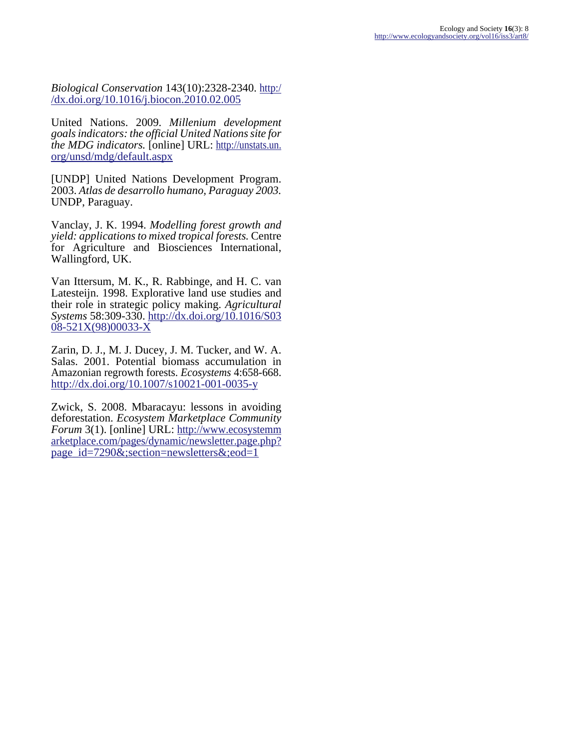*Biological Conservation* 143(10):2328-2340. http://dx.doi.org/10.1016/j.biocon.2010.02.005

United Nations. 2009. *Millenium development goals indicators: the official United Nations site for the MDG indicators.* [online] URL: http://unstats.un.org/unsd/mdg/default.aspx

[UNDP] United Nations Development Program. 2003. *Atlas de desarrollo humano, Paraguay 2003.* UNDP, Paraguay.

Vanclay, J. K. 1994. *Modelling forest growth and yield: applications to mixed tropical forests.* Centre for Agriculture and Biosciences International, Wallingford, UK.

Van Ittersum, M. K., R. Rabbinge, and H. C. van Latesteijn. 1998. Explorative land use studies and their role in strategic policy making. *Agricultural Systems* 58:309-330. http://dx.doi.org/10.1016/S0308-521X(98)00033-X

Zarin, D. J., M. J. Ducey, J. M. Tucker, and W. A. Salas. 2001. Potential biomass accumulation in Amazonian regrowth forests. *Ecosystems* 4:658-668. http://dx.doi.org/10.1007/s10021-001-0035-y

Zwick, S. 2008. Mbaracayu: lessons in avoiding deforestation. *Ecosystem Marketplace Community Forum* 3(1). [online] URL: http://www.ecosystemmarketplace.com/pages/dynamic/newsletter.page.php?page_id=7290&;section=newsletters&;eod=1